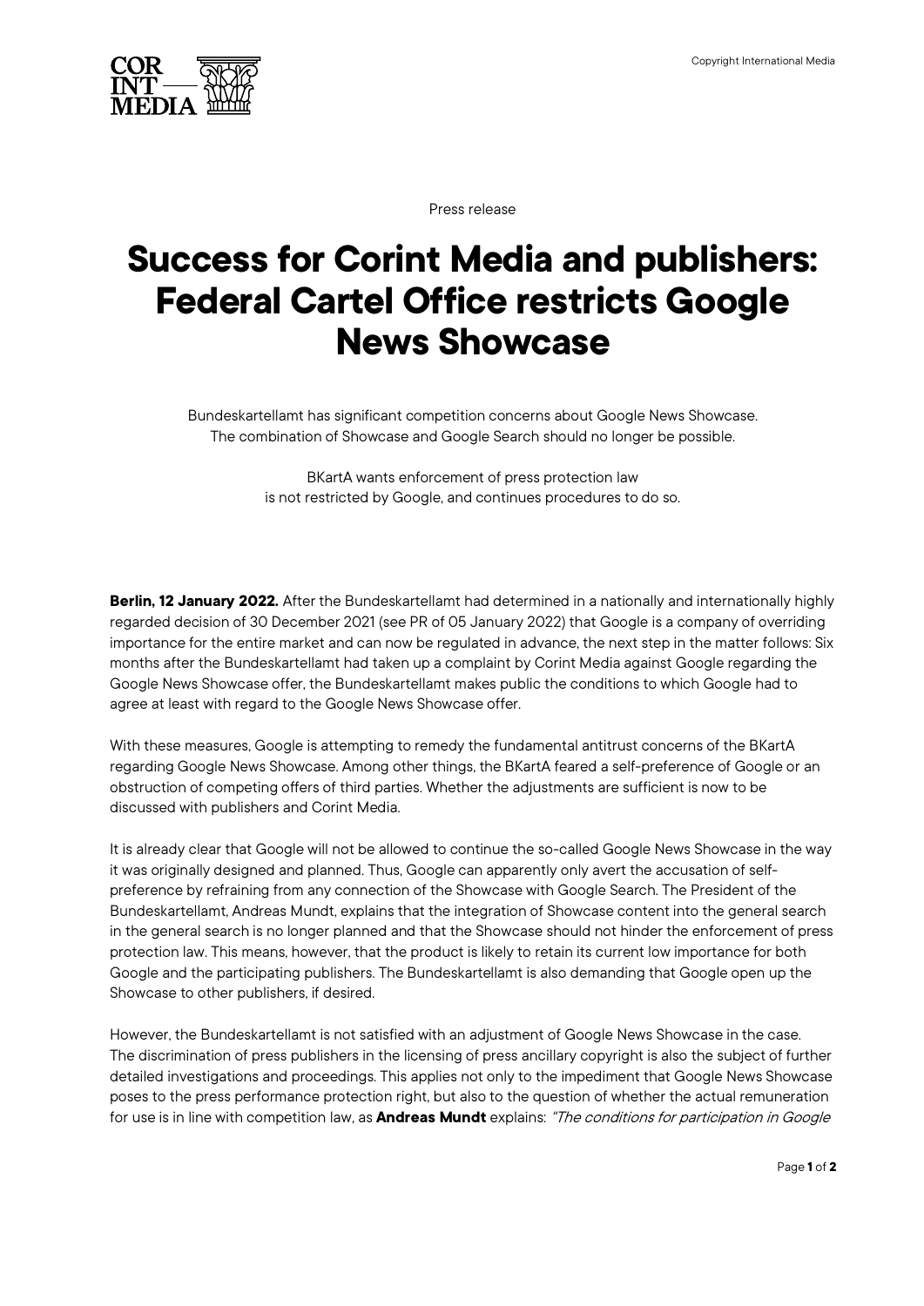Press release

# Success for Corint Media and publishers: Federal Cartel Office restricts Google News Showcase

Bundeskartellamt has significant competition concerns about Google News Showcase. The combination of Showcase and Google Search should no longer be possible.

BKartA wants enforcement of press protection law is not restricted by Google, and continues procedures to do so.

**Berlin, 12 January 2022.** After the Bundeskartellamt had determined in a nationally and internationally highly regarded decision of 30 December 2021 (see PR of 05 January 2022) that Google is a company of overriding importance for the entire market and can now be regulated in advance, the next step in the matter follows: Six months after the Bundeskartellamt had taken up a complaint by Corint Media against Google regarding the Google News Showcase offer, the Bundeskartellamt makes public the conditions to which Google had to agree at least with regard to the Google News Showcase offer.

With these measures, Google is attempting to remedy the fundamental antitrust concerns of the BKartA regarding Google News Showcase. Among other things, the BKartA feared a self-preference of Google or an obstruction of competing offers of third parties. Whether the adjustments are sufficient is now to be discussed with publishers and Corint Media.

It is already clear that Google will not be allowed to continue the so-called Google News Showcase in the way it was originally designed and planned. Thus, Google can apparently only avert the accusation of self-preference by refraining from any connection of the Showcase with Google Search. The President of the Bundeskartellamt, Andreas Mundt, explains that the integration of Showcase content into the general search in the general search is no longer planned and that the Showcase should not hinder the enforcement of press protection law. This means, however, that the product is likely to retain its current low importance for both Google and the participating publishers. The Bundeskartellamt is also demanding that Google open up the Showcase to other publishers, if desired.

However, the Bundeskartellamt is not satisfied with an adjustment of Google News Showcase in the case. The discrimination of press publishers in the licensing of press ancillary copyright is also the subject of further detailed investigations and proceedings. This applies not only to the impediment that Google News Showcase poses to the press performance protection right, but also to the question of whether the actual remuneration for use is in line with competition law, as **Andreas Mundt** explains: *"The conditions for participation in Google*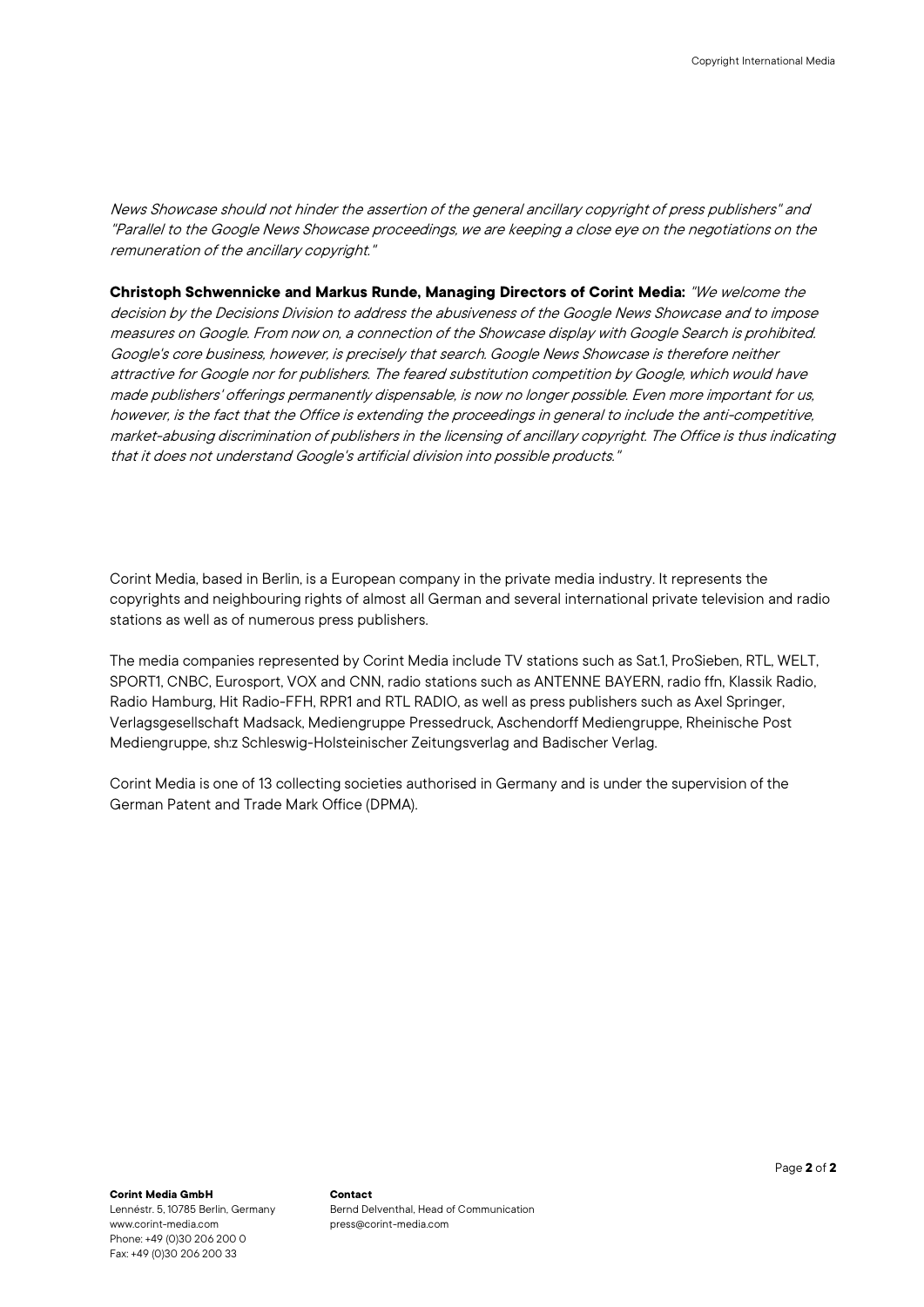*News Showcase should not hinder the assertion of the general ancillary copyright of press publishers" and "Parallel to the Google News Showcase proceedings, we are keeping a close eye on the negotiations on the remuneration of the ancillary copyright."*

**Christoph Schwennicke and Markus Runde, Managing Directors of Corint Media:** *"We welcome the decision by the Decisions Division to address the abusiveness of the Google News Showcase and to impose measures on Google. From now on, a connection of the Showcase display with Google Search is prohibited. Google's core business, however, is precisely that search. Google News Showcase is therefore neither attractive for Google nor for publishers. The feared substitution competition by Google, which would have made publishers' offerings permanently dispensable, is now no longer possible. Even more important for us, however, is the fact that the Office is extending the proceedings in general to include the anti-competitive, market-abusing discrimination of publishers in the licensing of ancillary copyright. The Office is thus indicating that it does not understand Google's artificial division into possible products."*

Corint Media, based in Berlin, is a European company in the private media industry. It represents the copyrights and neighbouring rights of almost all German and several international private television and radio stations as well as of numerous press publishers.

The media companies represented by Corint Media include TV stations such as Sat.1, ProSieben, RTL, WELT, SPORT1, CNBC, Eurosport, VOX and CNN, radio stations such as ANTENNE BAYERN, radio ffn, Klassik Radio, Radio Hamburg, Hit Radio-FFH, RPR1 and RTL RADIO, as well as press publishers such as Axel Springer, Verlagsgesellschaft Madsack, Mediengruppe Pressedruck, Aschendorff Mediengruppe, Rheinische Post Mediengruppe, sh:z Schleswig-Holsteinischer Zeitungsverlag and Badischer Verlag.

Corint Media is one of 13 collecting societies authorised in Germany and is under the supervision of the German Patent and Trade Mark Office (DPMA).

**Corint Media GmbH**
Lennéstr. 5, 10785 Berlin, Germany
www.corint-media.com
Phone: +49 (0)30 206 200 0
Fax: +49 (0)30 206 200 33

**Contact**
Bernd Delventhal, Head of Communication
press@corint-media.com